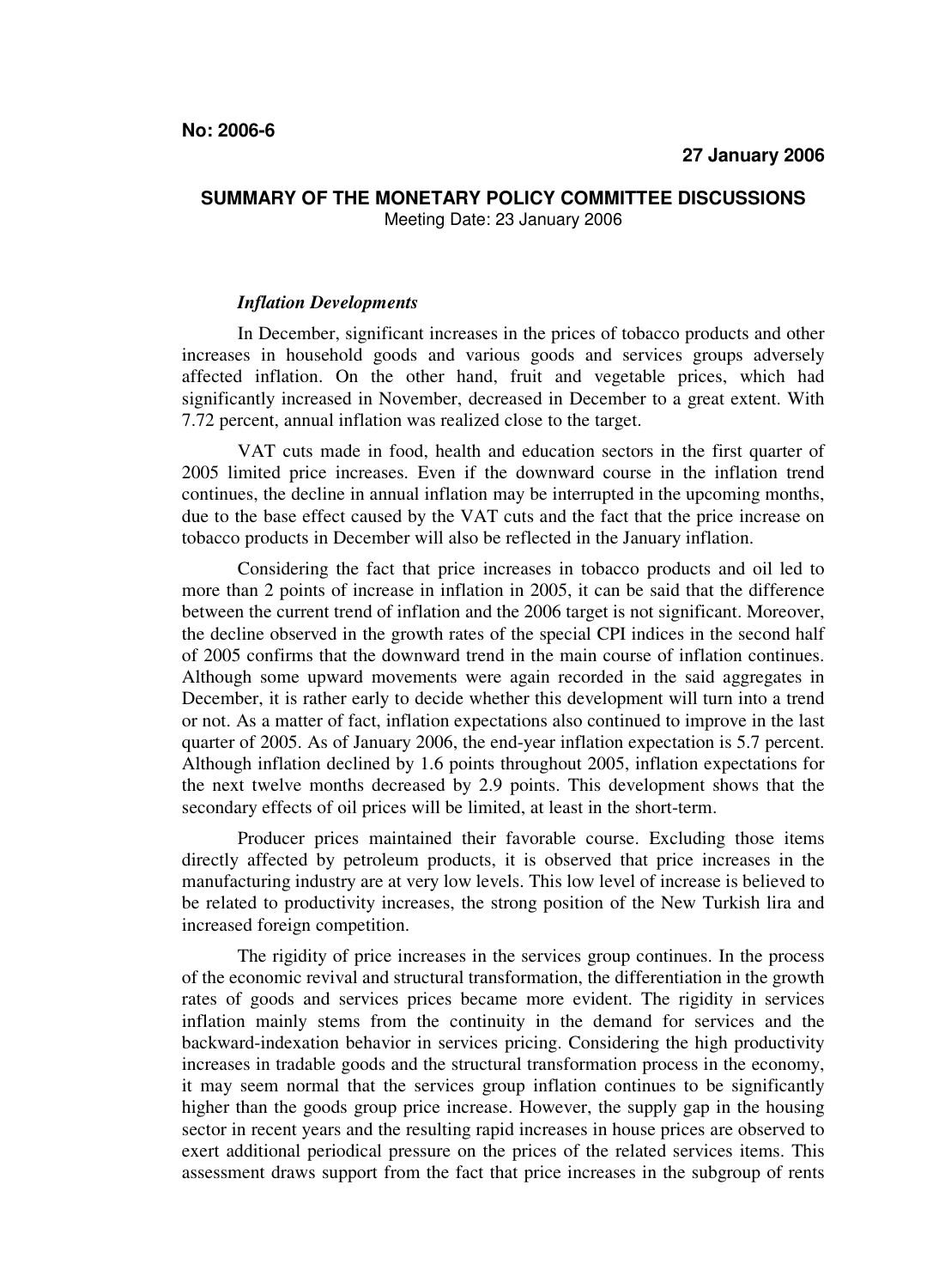**No: 2006-6**

**27 January 2006**

**SUMMARY OF THE MONETARY POLICY COMMITTEE DISCUSSIONS**

Meeting Date: 23 January 2006

***Inflation Developments***

In December, significant increases in the prices of tobacco products and other increases in household goods and various goods and services groups adversely affected inflation. On the other hand, fruit and vegetable prices, which had significantly increased in November, decreased in December to a great extent. With 7.72 percent, annual inflation was realized close to the target.

VAT cuts made in food, health and education sectors in the first quarter of 2005 limited price increases. Even if the downward course in the inflation trend continues, the decline in annual inflation may be interrupted in the upcoming months, due to the base effect caused by the VAT cuts and the fact that the price increase on tobacco products in December will also be reflected in the January inflation.

Considering the fact that price increases in tobacco products and oil led to more than 2 points of increase in inflation in 2005, it can be said that the difference between the current trend of inflation and the 2006 target is not significant. Moreover, the decline observed in the growth rates of the special CPI indices in the second half of 2005 confirms that the downward trend in the main course of inflation continues. Although some upward movements were again recorded in the said aggregates in December, it is rather early to decide whether this development will turn into a trend or not. As a matter of fact, inflation expectations also continued to improve in the last quarter of 2005. As of January 2006, the end-year inflation expectation is 5.7 percent. Although inflation declined by 1.6 points throughout 2005, inflation expectations for the next twelve months decreased by 2.9 points. This development shows that the secondary effects of oil prices will be limited, at least in the short-term.

Producer prices maintained their favorable course. Excluding those items directly affected by petroleum products, it is observed that price increases in the manufacturing industry are at very low levels. This low level of increase is believed to be related to productivity increases, the strong position of the New Turkish lira and increased foreign competition.

The rigidity of price increases in the services group continues. In the process of the economic revival and structural transformation, the differentiation in the growth rates of goods and services prices became more evident. The rigidity in services inflation mainly stems from the continuity in the demand for services and the backward-indexation behavior in services pricing. Considering the high productivity increases in tradable goods and the structural transformation process in the economy, it may seem normal that the services group inflation continues to be significantly higher than the goods group price increase. However, the supply gap in the housing sector in recent years and the resulting rapid increases in house prices are observed to exert additional periodical pressure on the prices of the related services items. This assessment draws support from the fact that price increases in the subgroup of rents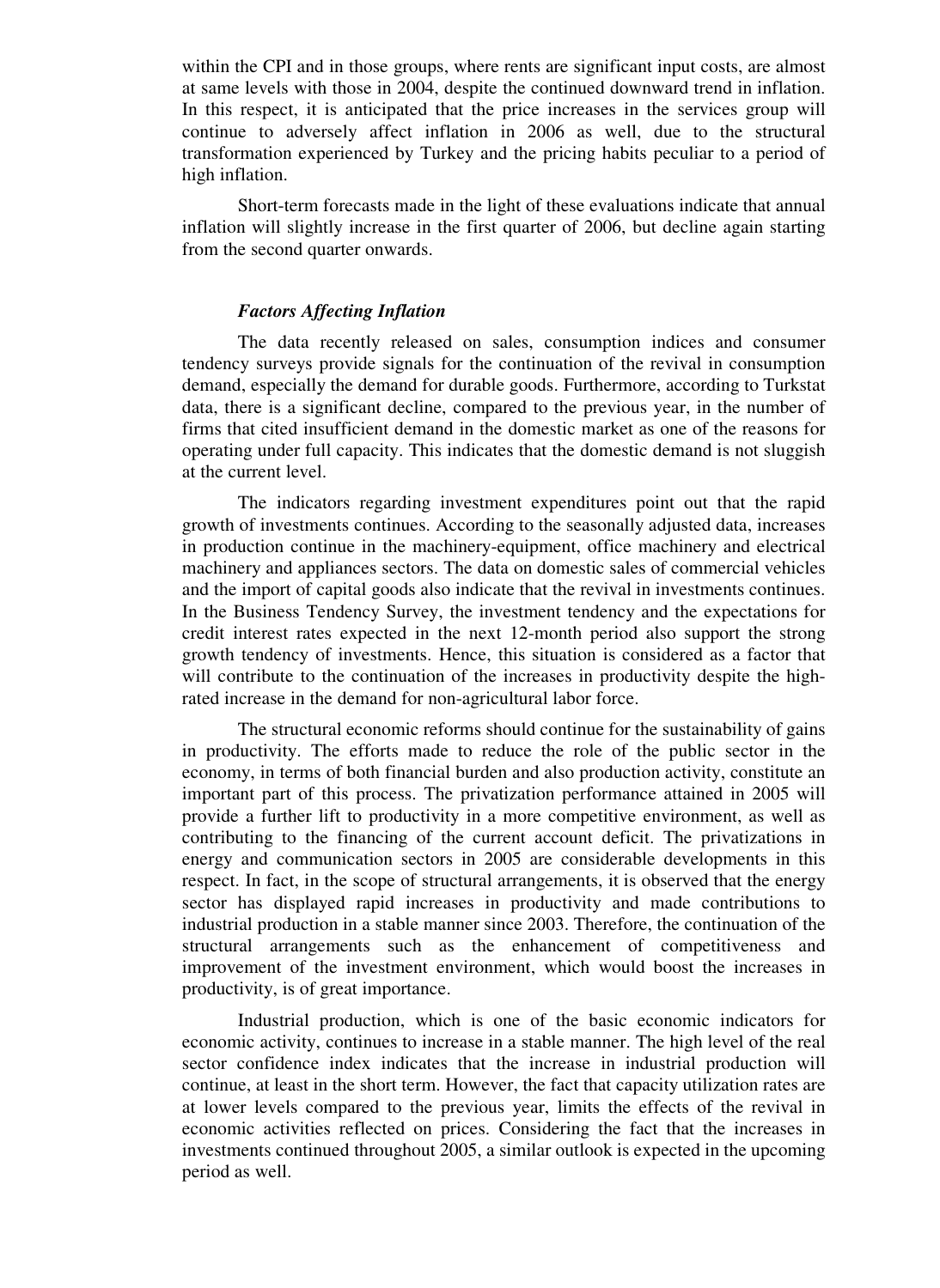within the CPI and in those groups, where rents are significant input costs, are almost at same levels with those in 2004, despite the continued downward trend in inflation. In this respect, it is anticipated that the price increases in the services group will continue to adversely affect inflation in 2006 as well, due to the structural transformation experienced by Turkey and the pricing habits peculiar to a period of high inflation.

Short-term forecasts made in the light of these evaluations indicate that annual inflation will slightly increase in the first quarter of 2006, but decline again starting from the second quarter onwards.

### *Factors Affecting Inflation*

The data recently released on sales, consumption indices and consumer tendency surveys provide signals for the continuation of the revival in consumption demand, especially the demand for durable goods. Furthermore, according to Turkstat data, there is a significant decline, compared to the previous year, in the number of firms that cited insufficient demand in the domestic market as one of the reasons for operating under full capacity. This indicates that the domestic demand is not sluggish at the current level.

The indicators regarding investment expenditures point out that the rapid growth of investments continues. According to the seasonally adjusted data, increases in production continue in the machinery-equipment, office machinery and electrical machinery and appliances sectors. The data on domestic sales of commercial vehicles and the import of capital goods also indicate that the revival in investments continues. In the Business Tendency Survey, the investment tendency and the expectations for credit interest rates expected in the next 12-month period also support the strong growth tendency of investments. Hence, this situation is considered as a factor that will contribute to the continuation of the increases in productivity despite the high-rated increase in the demand for non-agricultural labor force.

The structural economic reforms should continue for the sustainability of gains in productivity. The efforts made to reduce the role of the public sector in the economy, in terms of both financial burden and also production activity, constitute an important part of this process. The privatization performance attained in 2005 will provide a further lift to productivity in a more competitive environment, as well as contributing to the financing of the current account deficit. The privatizations in energy and communication sectors in 2005 are considerable developments in this respect. In fact, in the scope of structural arrangements, it is observed that the energy sector has displayed rapid increases in productivity and made contributions to industrial production in a stable manner since 2003. Therefore, the continuation of the structural arrangements such as the enhancement of competitiveness and improvement of the investment environment, which would boost the increases in productivity, is of great importance.

Industrial production, which is one of the basic economic indicators for economic activity, continues to increase in a stable manner. The high level of the real sector confidence index indicates that the increase in industrial production will continue, at least in the short term. However, the fact that capacity utilization rates are at lower levels compared to the previous year, limits the effects of the revival in economic activities reflected on prices. Considering the fact that the increases in investments continued throughout 2005, a similar outlook is expected in the upcoming period as well.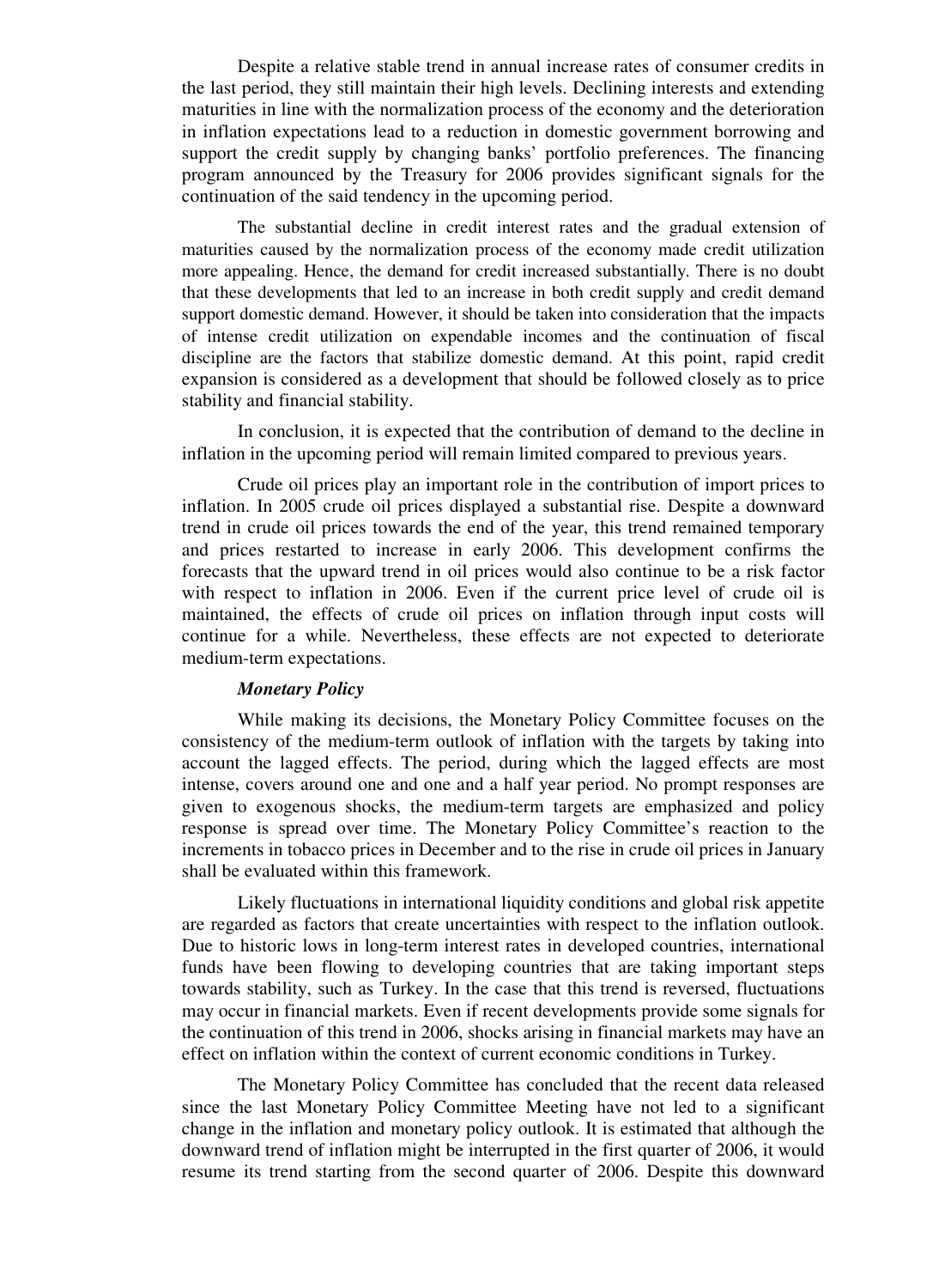Despite a relative stable trend in annual increase rates of consumer credits in the last period, they still maintain their high levels. Declining interests and extending maturities in line with the normalization process of the economy and the deterioration in inflation expectations lead to a reduction in domestic government borrowing and support the credit supply by changing banks' portfolio preferences. The financing program announced by the Treasury for 2006 provides significant signals for the continuation of the said tendency in the upcoming period.

The substantial decline in credit interest rates and the gradual extension of maturities caused by the normalization process of the economy made credit utilization more appealing. Hence, the demand for credit increased substantially. There is no doubt that these developments that led to an increase in both credit supply and credit demand support domestic demand. However, it should be taken into consideration that the impacts of intense credit utilization on expendable incomes and the continuation of fiscal discipline are the factors that stabilize domestic demand. At this point, rapid credit expansion is considered as a development that should be followed closely as to price stability and financial stability.

In conclusion, it is expected that the contribution of demand to the decline in inflation in the upcoming period will remain limited compared to previous years.

Crude oil prices play an important role in the contribution of import prices to inflation. In 2005 crude oil prices displayed a substantial rise. Despite a downward trend in crude oil prices towards the end of the year, this trend remained temporary and prices restarted to increase in early 2006. This development confirms the forecasts that the upward trend in oil prices would also continue to be a risk factor with respect to inflation in 2006. Even if the current price level of crude oil is maintained, the effects of crude oil prices on inflation through input costs will continue for a while. Nevertheless, these effects are not expected to deteriorate medium-term expectations.

***Monetary Policy***

While making its decisions, the Monetary Policy Committee focuses on the consistency of the medium-term outlook of inflation with the targets by taking into account the lagged effects. The period, during which the lagged effects are most intense, covers around one and one and a half year period. No prompt responses are given to exogenous shocks, the medium-term targets are emphasized and policy response is spread over time. The Monetary Policy Committee's reaction to the increments in tobacco prices in December and to the rise in crude oil prices in January shall be evaluated within this framework.

Likely fluctuations in international liquidity conditions and global risk appetite are regarded as factors that create uncertainties with respect to the inflation outlook. Due to historic lows in long-term interest rates in developed countries, international funds have been flowing to developing countries that are taking important steps towards stability, such as Turkey. In the case that this trend is reversed, fluctuations may occur in financial markets. Even if recent developments provide some signals for the continuation of this trend in 2006, shocks arising in financial markets may have an effect on inflation within the context of current economic conditions in Turkey.

The Monetary Policy Committee has concluded that the recent data released since the last Monetary Policy Committee Meeting have not led to a significant change in the inflation and monetary policy outlook. It is estimated that although the downward trend of inflation might be interrupted in the first quarter of 2006, it would resume its trend starting from the second quarter of 2006. Despite this downward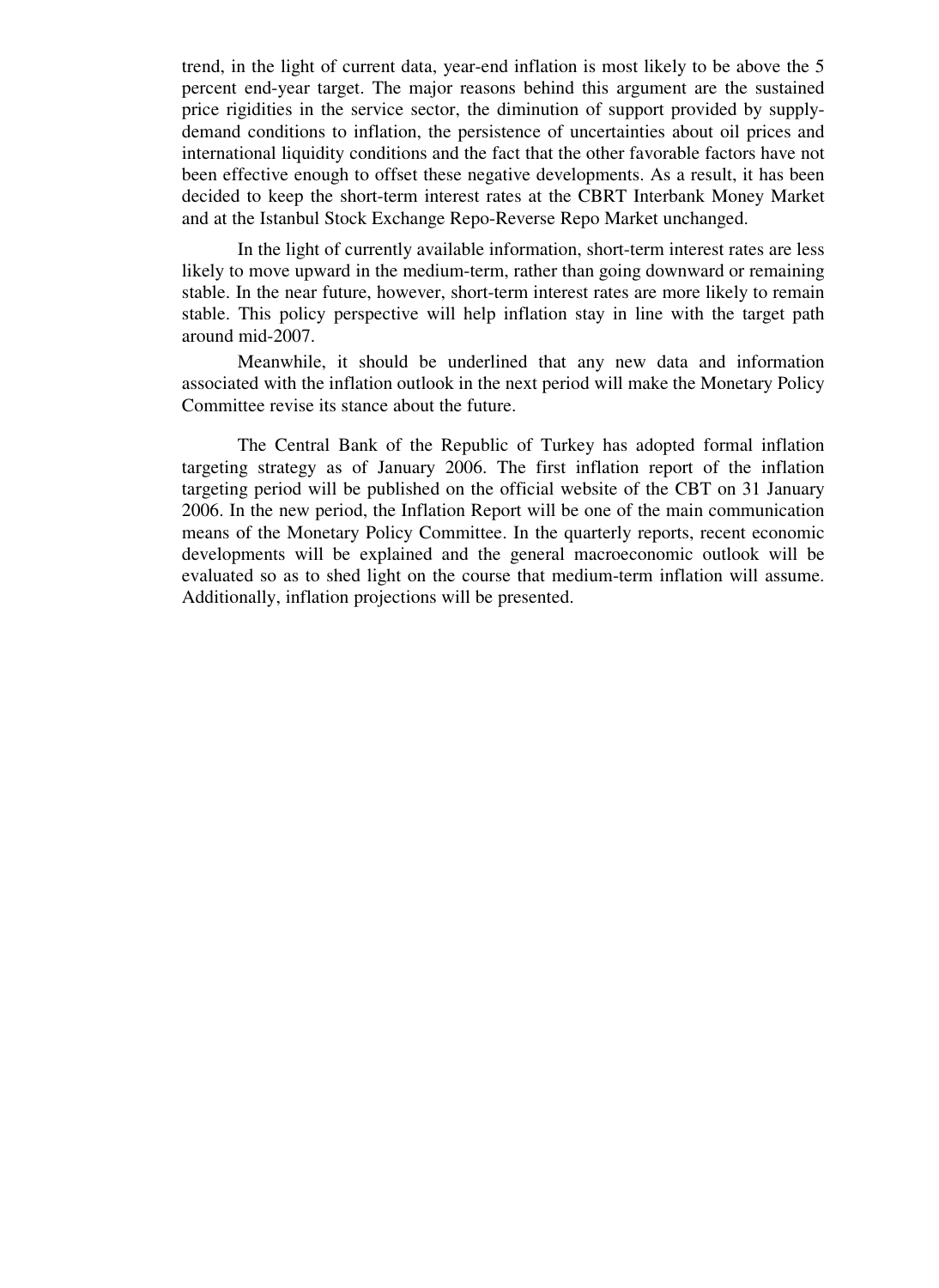trend, in the light of current data, year-end inflation is most likely to be above the 5 percent end-year target. The major reasons behind this argument are the sustained price rigidities in the service sector, the diminution of support provided by supply-demand conditions to inflation, the persistence of uncertainties about oil prices and international liquidity conditions and the fact that the other favorable factors have not been effective enough to offset these negative developments. As a result, it has been decided to keep the short-term interest rates at the CBRT Interbank Money Market and at the Istanbul Stock Exchange Repo-Reverse Repo Market unchanged.

In the light of currently available information, short-term interest rates are less likely to move upward in the medium-term, rather than going downward or remaining stable. In the near future, however, short-term interest rates are more likely to remain stable. This policy perspective will help inflation stay in line with the target path around mid-2007.

Meanwhile, it should be underlined that any new data and information associated with the inflation outlook in the next period will make the Monetary Policy Committee revise its stance about the future.

The Central Bank of the Republic of Turkey has adopted formal inflation targeting strategy as of January 2006. The first inflation report of the inflation targeting period will be published on the official website of the CBT on 31 January 2006. In the new period, the Inflation Report will be one of the main communication means of the Monetary Policy Committee. In the quarterly reports, recent economic developments will be explained and the general macroeconomic outlook will be evaluated so as to shed light on the course that medium-term inflation will assume. Additionally, inflation projections will be presented.